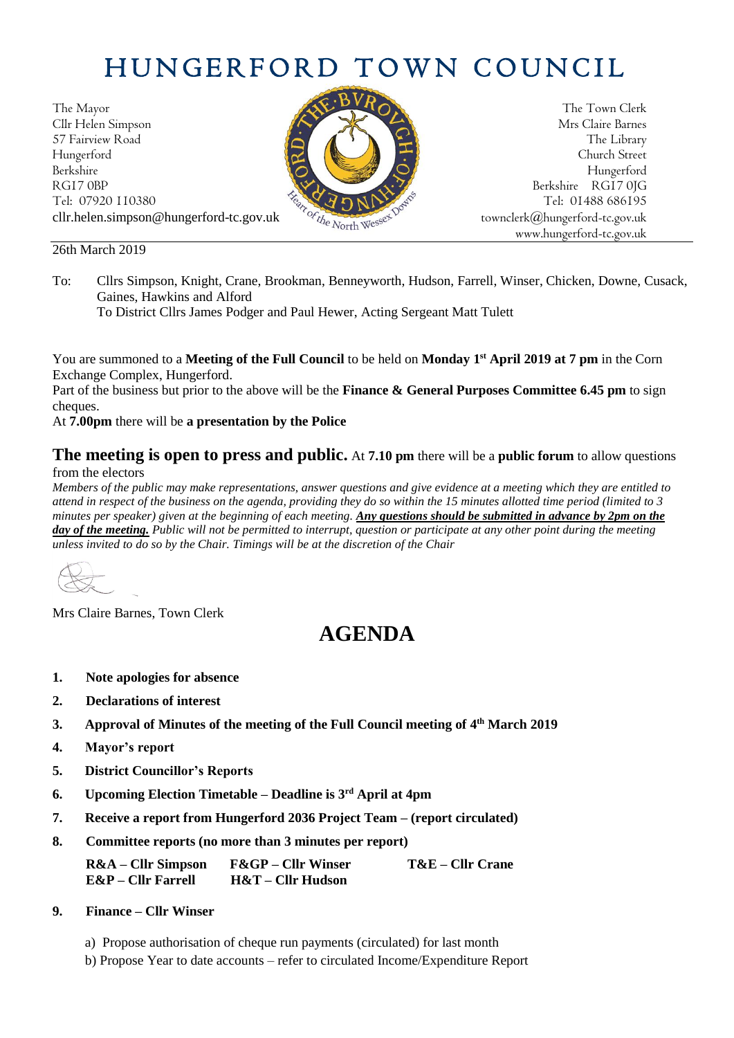# HUNGERFORD TOWN COUNCIL

The Mayor
Cllr Helen Simpson
57 Fairview Road
Hungerford
Berkshire
RG17 0BP
Tel: 07920 110380
cllr.helen.simpson@hungerford-tc.gov.uk

The Town Clerk
Mrs Claire Barnes
The Library
Church Street
Hungerford
Berkshire RG17 0JG
Tel: 01488 686195
townclerk@hungerford-tc.gov.uk
www.hungerford-tc.gov.uk

26th March 2019

To: Cllrs Simpson, Knight, Crane, Brookman, Benneyworth, Hudson, Farrell, Winser, Chicken, Downe, Cusack, Gaines, Hawkins and Alford
To District Cllrs James Podger and Paul Hewer, Acting Sergeant Matt Tulett

You are summoned to a **Meeting of the Full Council** to be held on **Monday 1st April 2019 at 7 pm** in the Corn Exchange Complex, Hungerford.
Part of the business but prior to the above will be the **Finance & General Purposes Committee 6.45 pm** to sign cheques.
At **7.00pm** there will be **a presentation by the Police**

**The meeting is open to press and public.** At **7.10 pm** there will be a **public forum** to allow questions from the electors

*Members of the public may make representations, answer questions and give evidence at a meeting which they are entitled to attend in respect of the business on the agenda, providing they do so within the 15 minutes allotted time period (limited to 3 minutes per speaker) given at the beginning of each meeting.* ***Any questions should be submitted in advance by 2pm on the day of the meeting.*** *Public will not be permitted to interrupt, question or participate at any other point during the meeting unless invited to do so by the Chair. Timings will be at the discretion of the Chair*

Mrs Claire Barnes, Town Clerk

# AGENDA

1. **Note apologies for absence**
2. **Declarations of interest**
3. **Approval of Minutes of the meeting of the Full Council meeting of 4th March 2019**
4. **Mayor's report**
5. **District Councillor's Reports**
6. **Upcoming Election Timetable – Deadline is 3rd April at 4pm**
7. **Receive a report from Hungerford 2036 Project Team – (report circulated)**
8. **Committee reports (no more than 3 minutes per report)**

   **R&A – Cllr Simpson** **F&GP – Cllr Winser** **T&E – Cllr Crane**
   **E&P – Cllr Farrell** **H&T – Cllr Hudson**

9. **Finance – Cllr Winser**

   a) Propose authorisation of cheque run payments (circulated) for last month
   b) Propose Year to date accounts – refer to circulated Income/Expenditure Report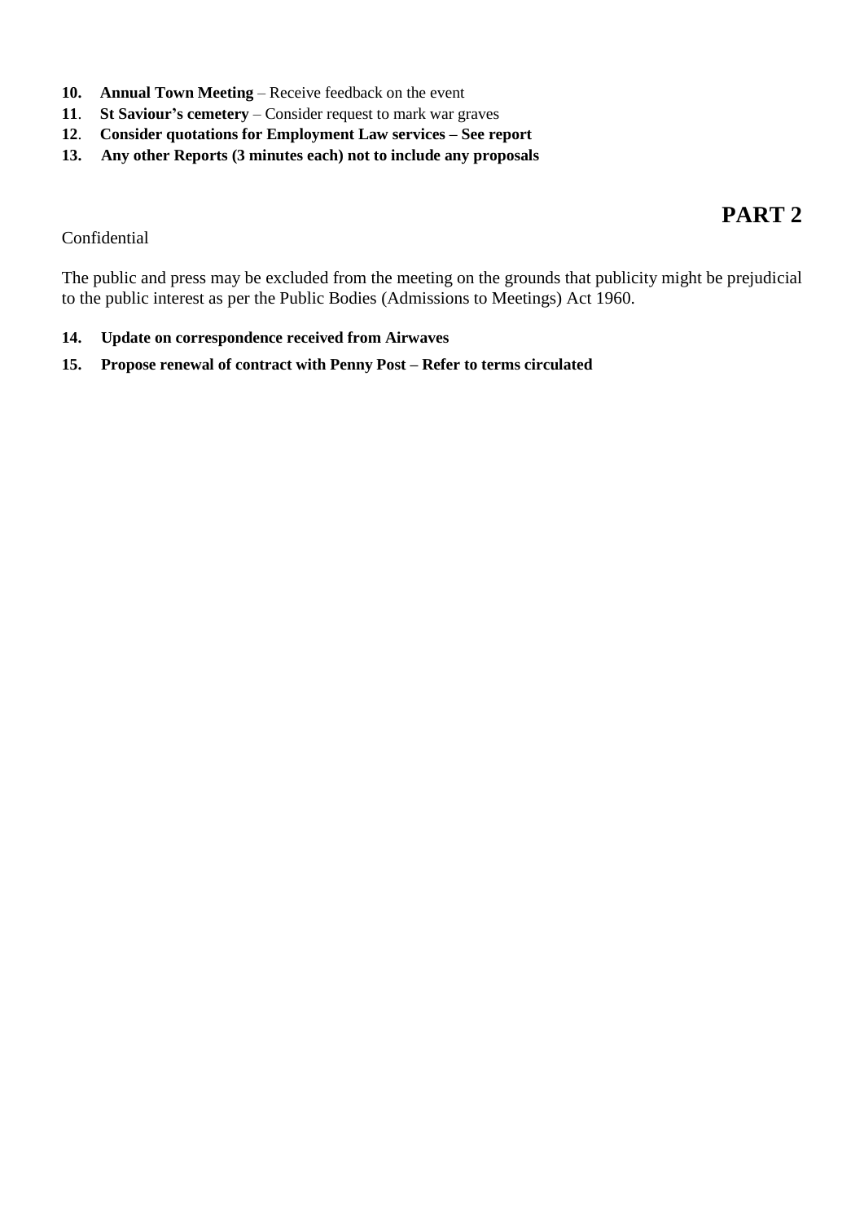10. **Annual Town Meeting** – Receive feedback on the event
11. **St Saviour's cemetery** – Consider request to mark war graves
12. **Consider quotations for Employment Law services – See report**
13. **Any other Reports (3 minutes each) not to include any proposals**

## PART 2

Confidential

The public and press may be excluded from the meeting on the grounds that publicity might be prejudicial to the public interest as per the Public Bodies (Admissions to Meetings) Act 1960.

14. **Update on correspondence received from Airwaves**
15. **Propose renewal of contract with Penny Post – Refer to terms circulated**